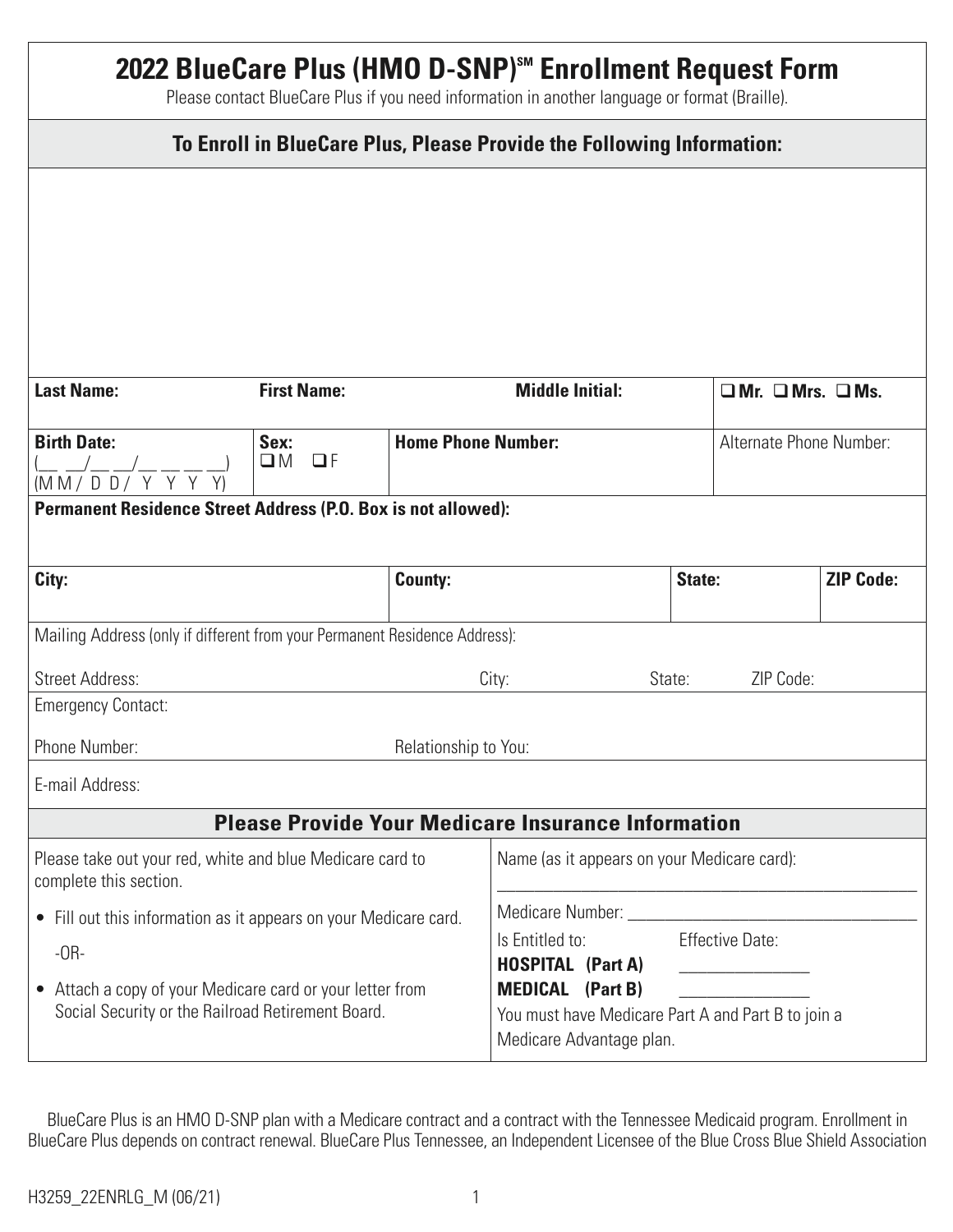# 2022 BlueCare Plus (HMO D-SNP)℠ Enrollment Request Form

Please contact BlueCare Plus if you need information in another language or format (Braille).

## To Enroll in BlueCare Plus, Please Provide the Following Information:

| **Last Name:** | **First Name:** | **Middle Initial:** | ❑ **Mr.** ❑ **Mrs.** ❑ **Ms.** |
|---|---|---|---|
| **Birth Date:** (__ __/__ __/__ __ __ __) (M M / D D / Y Y Y Y) | **Sex:** ❑ M ❑ F | **Home Phone Number:** | Alternate Phone Number: |

**Permanent Residence Street Address (P.O. Box is not allowed):**

| **City:** | **County:** | **State:** | **ZIP Code:** |
|---|---|---|---|
| | | | |

Mailing Address (only if different from your Permanent Residence Address):

Street Address: City: State: ZIP Code:

Emergency Contact:

Phone Number: Relationship to You:

E-mail Address:

## Please Provide Your Medicare Insurance Information

Please take out your red, white and blue Medicare card to complete this section.

- Fill out this information as it appears on your Medicare card.

-OR-

- Attach a copy of your Medicare card or your letter from Social Security or the Railroad Retirement Board.

Name (as it appears on your Medicare card): ______________________________

Medicare Number: ______________________________

| Is Entitled to: | Effective Date: |
|---|---|
| **HOSPITAL (Part A)** | ______________ |
| **MEDICAL (Part B)** | ______________ |

You must have Medicare Part A and Part B to join a Medicare Advantage plan.

BlueCare Plus is an HMO D-SNP plan with a Medicare contract and a contract with the Tennessee Medicaid program. Enrollment in BlueCare Plus depends on contract renewal. BlueCare Plus Tennessee, an Independent Licensee of the Blue Cross Blue Shield Association

H3259_22ENRLG_M (06/21)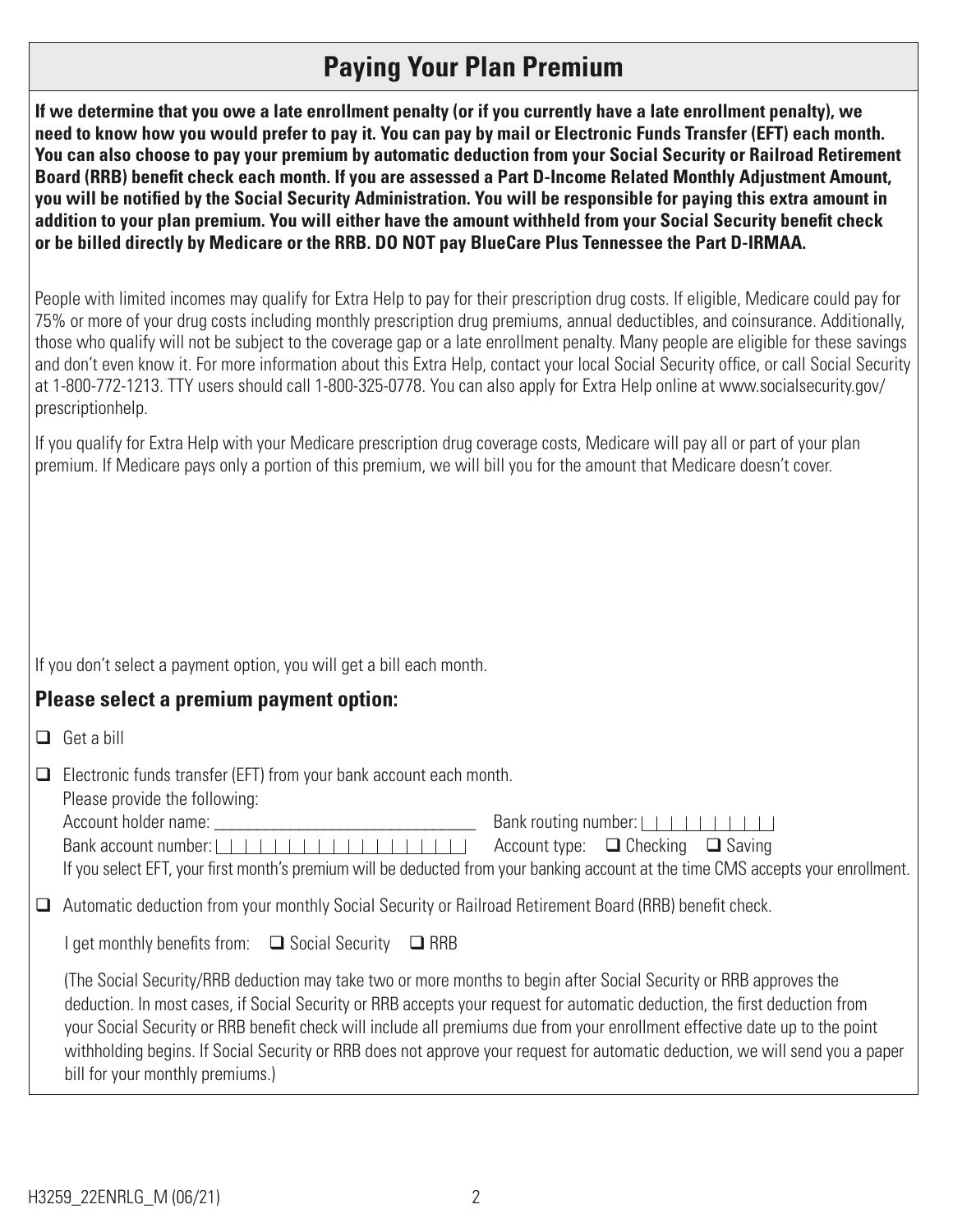## Paying Your Plan Premium

**If we determine that you owe a late enrollment penalty (or if you currently have a late enrollment penalty), we need to know how you would prefer to pay it. You can pay by mail or Electronic Funds Transfer (EFT) each month. You can also choose to pay your premium by automatic deduction from your Social Security or Railroad Retirement Board (RRB) benefit check each month. If you are assessed a Part D-Income Related Monthly Adjustment Amount, you will be notified by the Social Security Administration. You will be responsible for paying this extra amount in addition to your plan premium. You will either have the amount withheld from your Social Security benefit check or be billed directly by Medicare or the RRB. DO NOT pay BlueCare Plus Tennessee the Part D-IRMAA.**

People with limited incomes may qualify for Extra Help to pay for their prescription drug costs. If eligible, Medicare could pay for 75% or more of your drug costs including monthly prescription drug premiums, annual deductibles, and coinsurance. Additionally, those who qualify will not be subject to the coverage gap or a late enrollment penalty. Many people are eligible for these savings and don't even know it. For more information about this Extra Help, contact your local Social Security office, or call Social Security at 1-800-772-1213. TTY users should call 1-800-325-0778. You can also apply for Extra Help online at www.socialsecurity.gov/prescriptionhelp.

If you qualify for Extra Help with your Medicare prescription drug coverage costs, Medicare will pay all or part of your plan premium. If Medicare pays only a portion of this premium, we will bill you for the amount that Medicare doesn't cover.

If you don't select a payment option, you will get a bill each month.

### Please select a premium payment option:

☐ Get a bill

☐ Electronic funds transfer (EFT) from your bank account each month.
Please provide the following:
Account holder name: ______________________________ Bank routing number: |_|_|_|_|_|_|_|_|_|
Bank account number: |_|_|_|_|_|_|_|_|_|_|_|_|_|_|_|_|_| Account type: ☐ Checking ☐ Saving
If you select EFT, your first month's premium will be deducted from your banking account at the time CMS accepts your enrollment.

☐ Automatic deduction from your monthly Social Security or Railroad Retirement Board (RRB) benefit check.

I get monthly benefits from: ☐ Social Security ☐ RRB

(The Social Security/RRB deduction may take two or more months to begin after Social Security or RRB approves the deduction. In most cases, if Social Security or RRB accepts your request for automatic deduction, the first deduction from your Social Security or RRB benefit check will include all premiums due from your enrollment effective date up to the point withholding begins. If Social Security or RRB does not approve your request for automatic deduction, we will send you a paper bill for your monthly premiums.)

H3259_22ENRLG_M (06/21)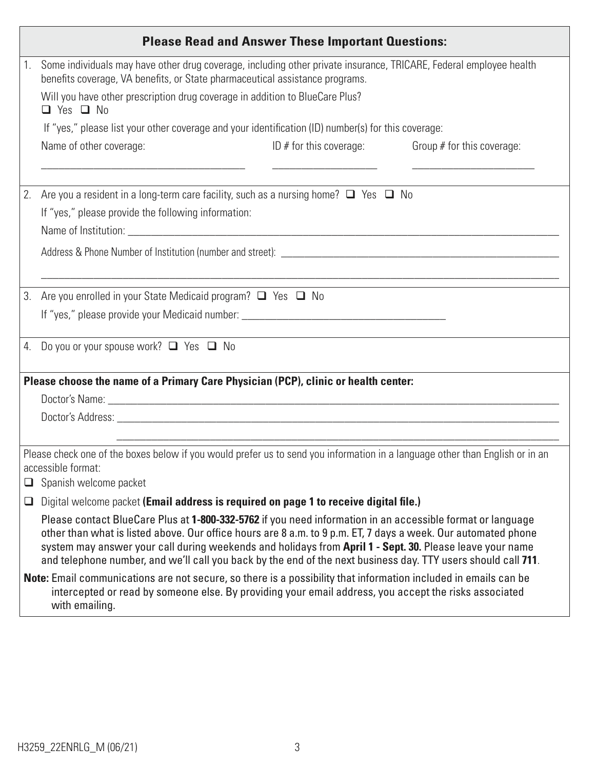## Please Read and Answer These Important Questions:

1. Some individuals may have other drug coverage, including other private insurance, TRICARE, Federal employee health benefits coverage, VA benefits, or State pharmaceutical assistance programs.

   Will you have other prescription drug coverage in addition to BlueCare Plus?
   ❑ Yes ❑ No

   If "yes," please list your other coverage and your identification (ID) number(s) for this coverage:

   | Name of other coverage: | ID # for this coverage: | Group # for this coverage: |
   |---|---|---|
   | ______________________________________ | ____________________ | _______________________ |

2. Are you a resident in a long-term care facility, such as a nursing home? ❑ Yes ❑ No

   If "yes," please provide the following information:

   Name of Institution: ______________________________________________________________________

   Address & Phone Number of Institution (number and street): _____________________________________

   ______________________________________________________________________________________

3. Are you enrolled in your State Medicaid program? ❑ Yes ❑ No

   If "yes," please provide your Medicaid number: ______________________________________

4. Do you or your spouse work? ❑ Yes ❑ No

**Please choose the name of a Primary Care Physician (PCP), clinic or health center:**

Doctor's Name: ___________________________________________________________________________

Doctor's Address: _________________________________________________________________________

______________________________________________________________________________________

Please check one of the boxes below if you would prefer us to send you information in a language other than English or in an accessible format:

❑ Spanish welcome packet

❑ Digital welcome packet **(Email address is required on page 1 to receive digital file.)**

Please contact BlueCare Plus at **1-800-332-5762** if you need information in an accessible format or language other than what is listed above. Our office hours are 8 a.m. to 9 p.m. ET, 7 days a week. Our automated phone system may answer your call during weekends and holidays from **April 1 - Sept. 30.** Please leave your name and telephone number, and we'll call you back by the end of the next business day. TTY users should call **711**.

**Note:** Email communications are not secure, so there is a possibility that information included in emails can be intercepted or read by someone else. By providing your email address, you accept the risks associated with emailing.

H3259_22ENRLG_M (06/21)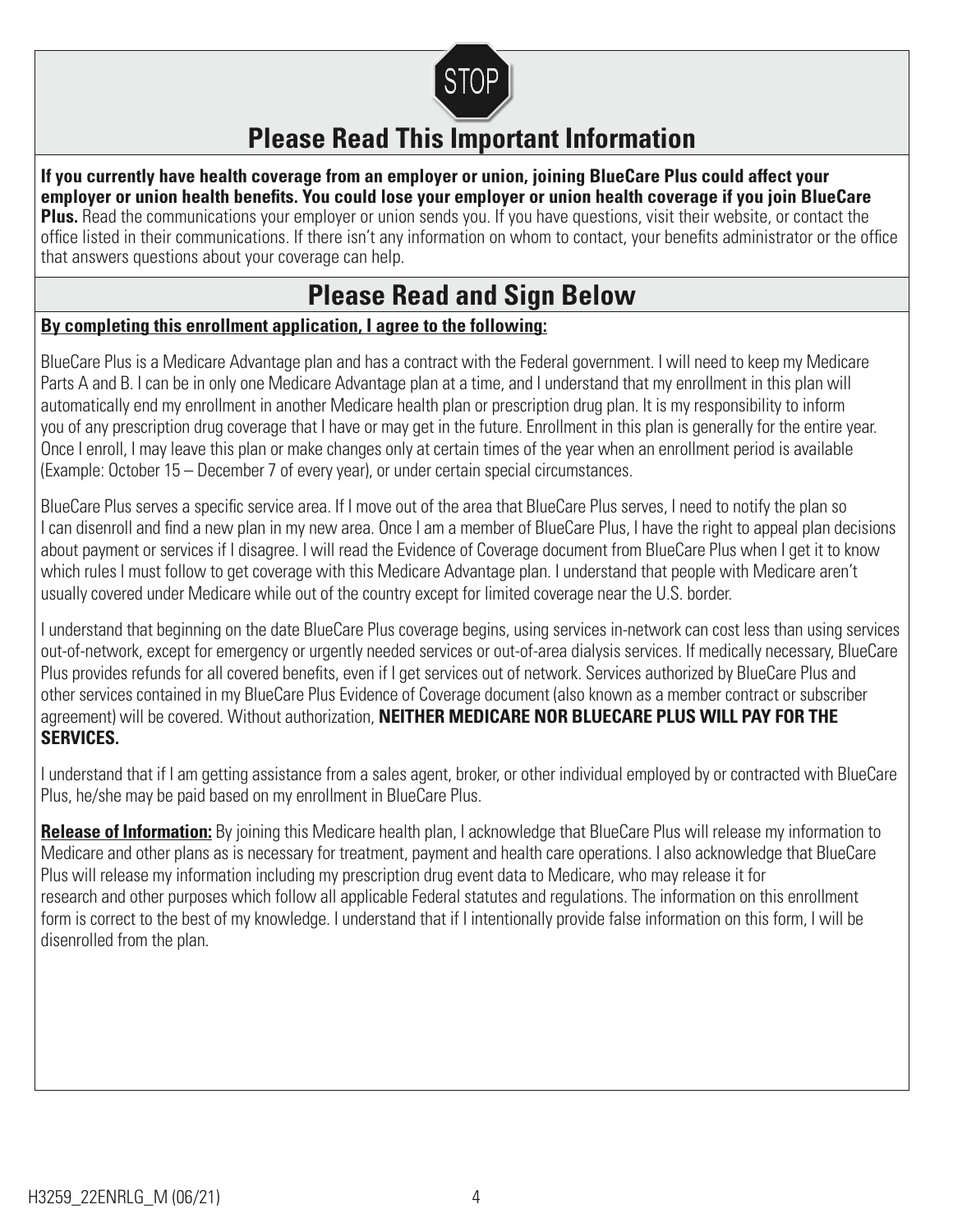STOP

## Please Read This Important Information

**If you currently have health coverage from an employer or union, joining BlueCare Plus could affect your employer or union health benefits. You could lose your employer or union health coverage if you join BlueCare Plus.** Read the communications your employer or union sends you. If you have questions, visit their website, or contact the office listed in their communications. If there isn't any information on whom to contact, your benefits administrator or the office that answers questions about your coverage can help.

## Please Read and Sign Below

**By completing this enrollment application, I agree to the following:**

BlueCare Plus is a Medicare Advantage plan and has a contract with the Federal government. I will need to keep my Medicare Parts A and B. I can be in only one Medicare Advantage plan at a time, and I understand that my enrollment in this plan will automatically end my enrollment in another Medicare health plan or prescription drug plan. It is my responsibility to inform you of any prescription drug coverage that I have or may get in the future. Enrollment in this plan is generally for the entire year. Once I enroll, I may leave this plan or make changes only at certain times of the year when an enrollment period is available (Example: October 15 – December 7 of every year), or under certain special circumstances.

BlueCare Plus serves a specific service area. If I move out of the area that BlueCare Plus serves, I need to notify the plan so I can disenroll and find a new plan in my new area. Once I am a member of BlueCare Plus, I have the right to appeal plan decisions about payment or services if I disagree. I will read the Evidence of Coverage document from BlueCare Plus when I get it to know which rules I must follow to get coverage with this Medicare Advantage plan. I understand that people with Medicare aren't usually covered under Medicare while out of the country except for limited coverage near the U.S. border.

I understand that beginning on the date BlueCare Plus coverage begins, using services in-network can cost less than using services out-of-network, except for emergency or urgently needed services or out-of-area dialysis services. If medically necessary, BlueCare Plus provides refunds for all covered benefits, even if I get services out of network. Services authorized by BlueCare Plus and other services contained in my BlueCare Plus Evidence of Coverage document (also known as a member contract or subscriber agreement) will be covered. Without authorization, **NEITHER MEDICARE NOR BLUECARE PLUS WILL PAY FOR THE SERVICES.**

I understand that if I am getting assistance from a sales agent, broker, or other individual employed by or contracted with BlueCare Plus, he/she may be paid based on my enrollment in BlueCare Plus.

**Release of Information:** By joining this Medicare health plan, I acknowledge that BlueCare Plus will release my information to Medicare and other plans as is necessary for treatment, payment and health care operations. I also acknowledge that BlueCare Plus will release my information including my prescription drug event data to Medicare, who may release it for research and other purposes which follow all applicable Federal statutes and regulations. The information on this enrollment form is correct to the best of my knowledge. I understand that if I intentionally provide false information on this form, I will be disenrolled from the plan.

H3259_22ENRLG_M (06/21)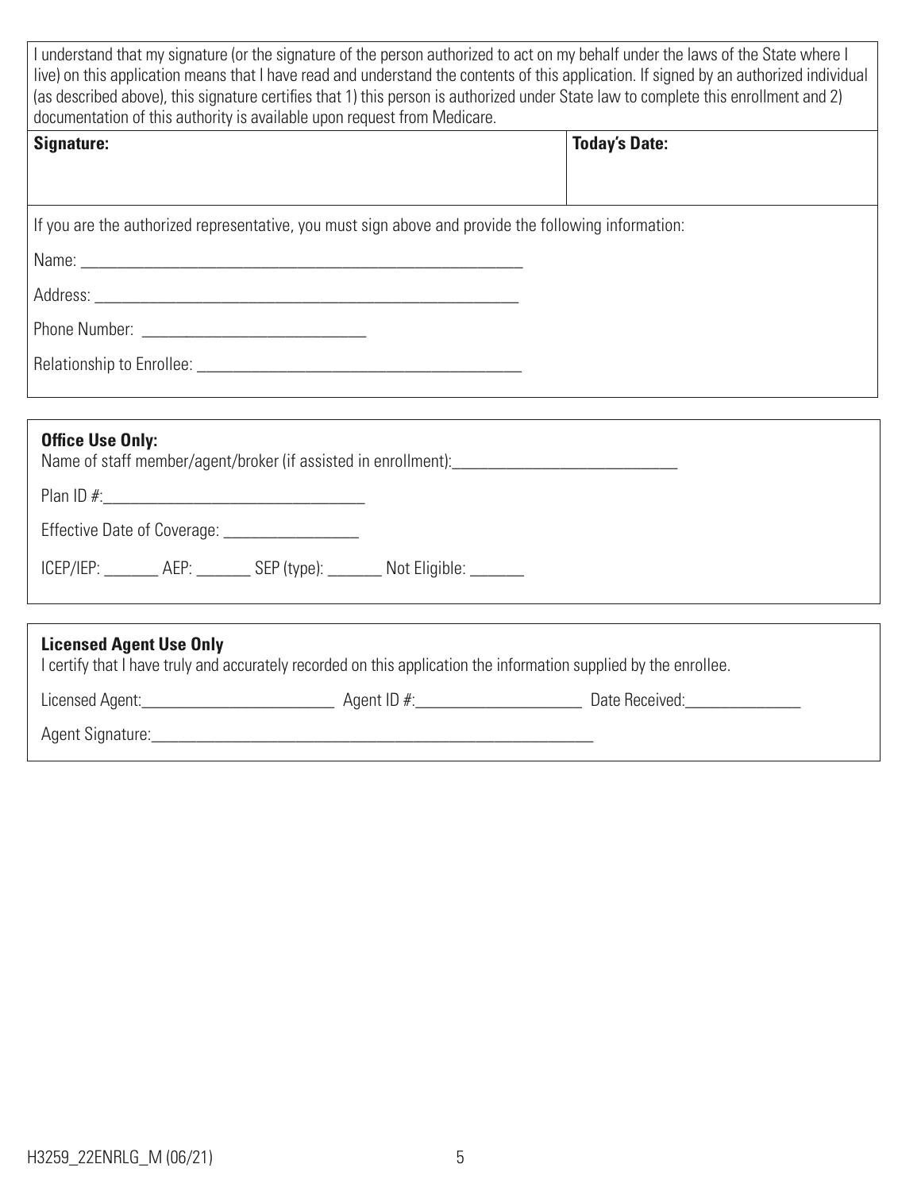I understand that my signature (or the signature of the person authorized to act on my behalf under the laws of the State where I live) on this application means that I have read and understand the contents of this application. If signed by an authorized individual (as described above), this signature certifies that 1) this person is authorized under State law to complete this enrollment and 2) documentation of this authority is available upon request from Medicare.

| **Signature:** | **Today's Date:** |
| --- | --- |
| | |

If you are the authorized representative, you must sign above and provide the following information:

Name: ______________________________________________________

Address: ____________________________________________________

Phone Number: ___________________________

Relationship to Enrollee: ______________________________________

**Office Use Only:**

Name of staff member/agent/broker (if assisted in enrollment):___________________________

Plan ID #:______________________________

Effective Date of Coverage: ________________

ICEP/IEP: _______ AEP: _______ SEP (type): _______ Not Eligible: _______

**Licensed Agent Use Only**

I certify that I have truly and accurately recorded on this application the information supplied by the enrollee.

Licensed Agent:________________________ Agent ID #:____________________ Date Received:______________

Agent Signature:_______________________________________________________

H3259_22ENRLG_M (06/21)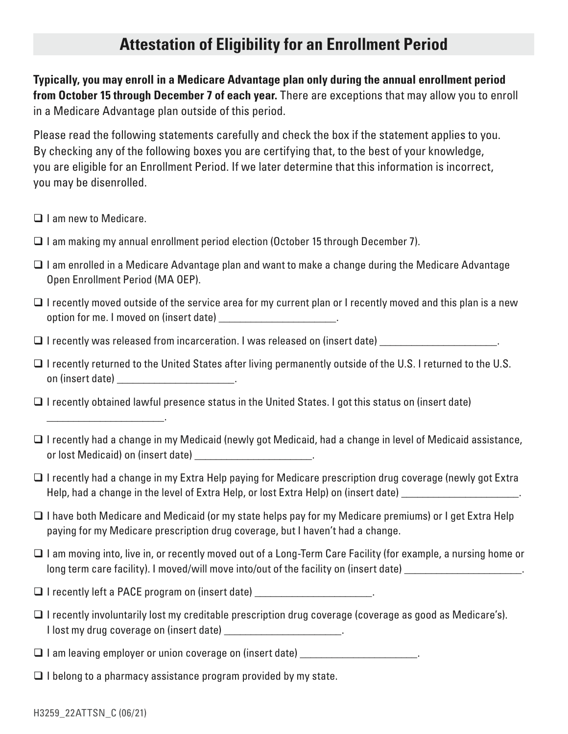## Attestation of Eligibility for an Enrollment Period

**Typically, you may enroll in a Medicare Advantage plan only during the annual enrollment period from October 15 through December 7 of each year.** There are exceptions that may allow you to enroll in a Medicare Advantage plan outside of this period.

Please read the following statements carefully and check the box if the statement applies to you. By checking any of the following boxes you are certifying that, to the best of your knowledge, you are eligible for an Enrollment Period. If we later determine that this information is incorrect, you may be disenrolled.

- ☐ I am new to Medicare.
- ☐ I am making my annual enrollment period election (October 15 through December 7).
- ☐ I am enrolled in a Medicare Advantage plan and want to make a change during the Medicare Advantage Open Enrollment Period (MA OEP).
- ☐ I recently moved outside of the service area for my current plan or I recently moved and this plan is a new option for me. I moved on (insert date) ______________________.
- ☐ I recently was released from incarceration. I was released on (insert date) ______________________.
- ☐ I recently returned to the United States after living permanently outside of the U.S. I returned to the U.S. on (insert date) ______________________.
- ☐ I recently obtained lawful presence status in the United States. I got this status on (insert date) ______________________.
- ☐ I recently had a change in my Medicaid (newly got Medicaid, had a change in level of Medicaid assistance, or lost Medicaid) on (insert date) ______________________.
- ☐ I recently had a change in my Extra Help paying for Medicare prescription drug coverage (newly got Extra Help, had a change in the level of Extra Help, or lost Extra Help) on (insert date) ______________________.
- ☐ I have both Medicare and Medicaid (or my state helps pay for my Medicare premiums) or I get Extra Help paying for my Medicare prescription drug coverage, but I haven't had a change.
- ☐ I am moving into, live in, or recently moved out of a Long-Term Care Facility (for example, a nursing home or long term care facility). I moved/will move into/out of the facility on (insert date) ______________________.
- ☐ I recently left a PACE program on (insert date) ______________________.
- ☐ I recently involuntarily lost my creditable prescription drug coverage (coverage as good as Medicare's). I lost my drug coverage on (insert date) ______________________.
- ☐ I am leaving employer or union coverage on (insert date) ______________________.
- ☐ I belong to a pharmacy assistance program provided by my state.

H3259_22ATTSN_C (06/21)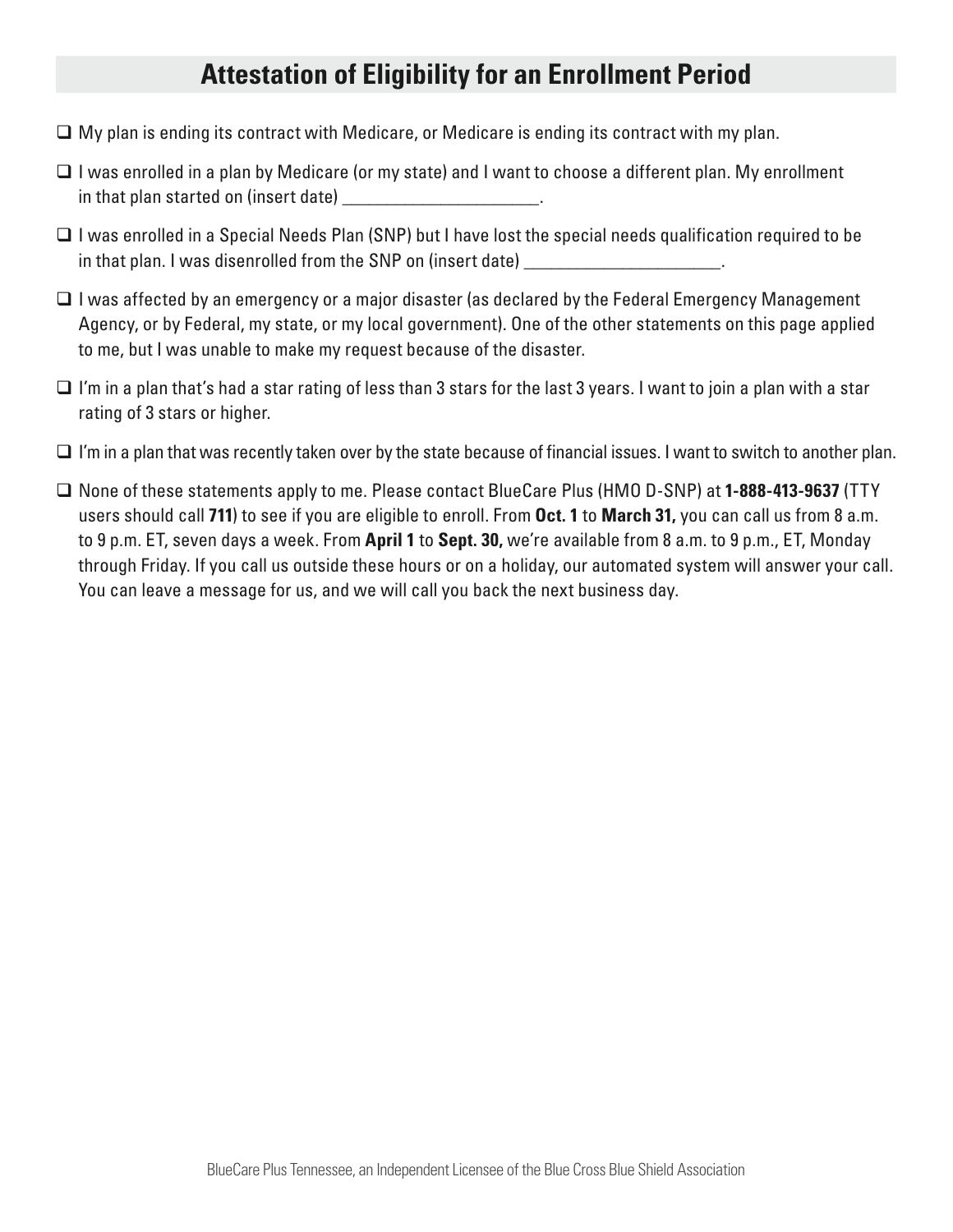## Attestation of Eligibility for an Enrollment Period

- ❑ My plan is ending its contract with Medicare, or Medicare is ending its contract with my plan.
- ❑ I was enrolled in a plan by Medicare (or my state) and I want to choose a different plan. My enrollment in that plan started on (insert date) ______________________.
- ❑ I was enrolled in a Special Needs Plan (SNP) but I have lost the special needs qualification required to be in that plan. I was disenrolled from the SNP on (insert date) ______________________.
- ❑ I was affected by an emergency or a major disaster (as declared by the Federal Emergency Management Agency, or by Federal, my state, or my local government). One of the other statements on this page applied to me, but I was unable to make my request because of the disaster.
- ❑ I'm in a plan that's had a star rating of less than 3 stars for the last 3 years. I want to join a plan with a star rating of 3 stars or higher.
- ❑ I'm in a plan that was recently taken over by the state because of financial issues. I want to switch to another plan.
- ❑ None of these statements apply to me. Please contact BlueCare Plus (HMO D-SNP) at **1-888-413-9637** (TTY users should call **711**) to see if you are eligible to enroll. From **Oct. 1** to **March 31,** you can call us from 8 a.m. to 9 p.m. ET, seven days a week. From **April 1** to **Sept. 30,** we're available from 8 a.m. to 9 p.m., ET, Monday through Friday. If you call us outside these hours or on a holiday, our automated system will answer your call. You can leave a message for us, and we will call you back the next business day.

BlueCare Plus Tennessee, an Independent Licensee of the Blue Cross Blue Shield Association